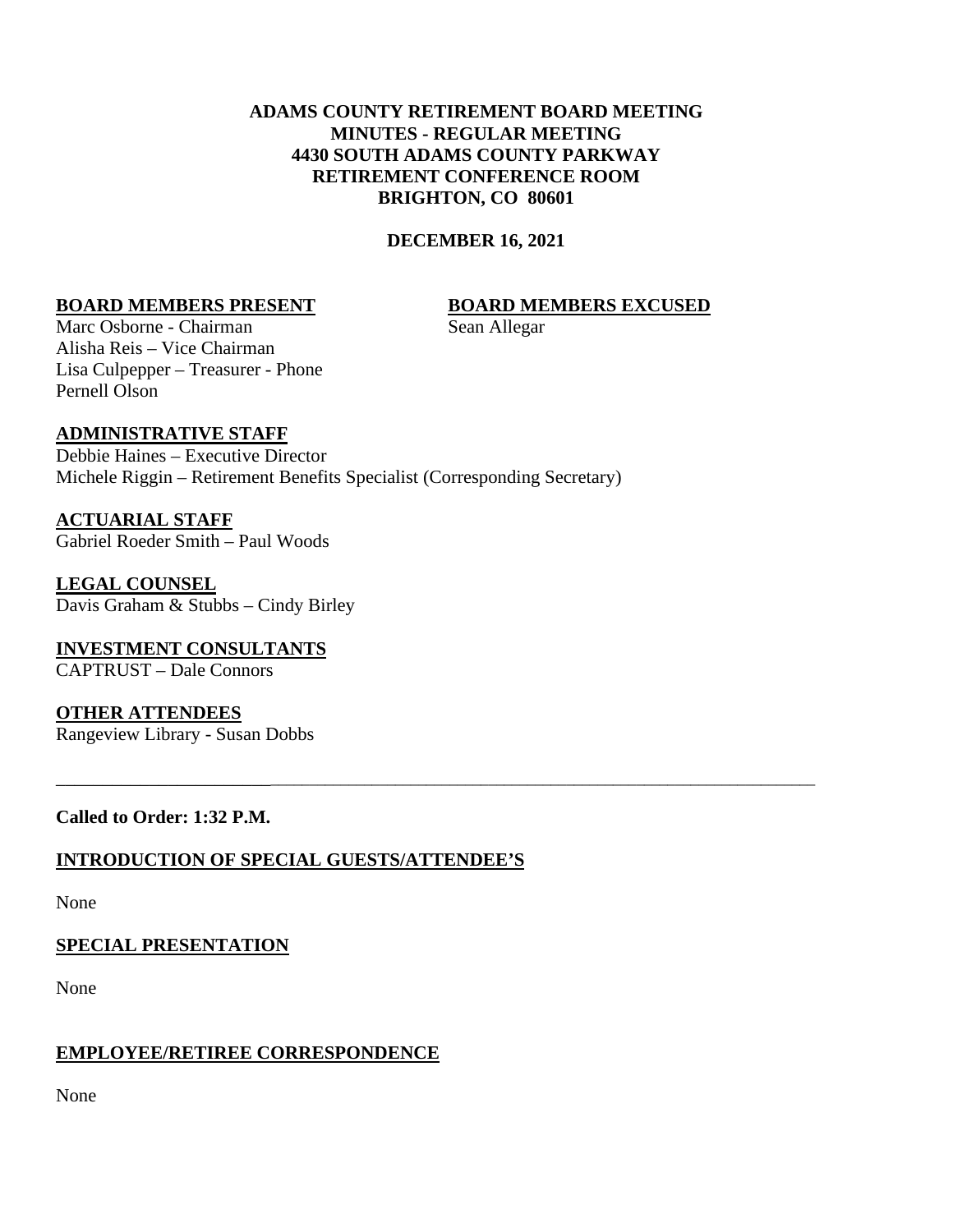**ADAMS COUNTY RETIREMENT BOARD MEETING**
**MINUTES - REGULAR MEETING**
**4430 SOUTH ADAMS COUNTY PARKWAY**
**RETIREMENT CONFERENCE ROOM**
**BRIGHTON, CO 80601**

**DECEMBER 16, 2021**

**BOARD MEMBERS PRESENT**

Marc Osborne - Chairman
Alisha Reis – Vice Chairman
Lisa Culpepper – Treasurer - Phone
Pernell Olson

**BOARD MEMBERS EXCUSED**

Sean Allegar

**ADMINISTRATIVE STAFF**

Debbie Haines – Executive Director
Michele Riggin – Retirement Benefits Specialist (Corresponding Secretary)

**ACTUARIAL STAFF**

Gabriel Roeder Smith – Paul Woods

**LEGAL COUNSEL**

Davis Graham & Stubbs – Cindy Birley

**INVESTMENT CONSULTANTS**

CAPTRUST – Dale Connors

**OTHER ATTENDEES**

Rangeview Library - Susan Dobbs

---

**Called to Order: 1:32 P.M.**

**INTRODUCTION OF SPECIAL GUESTS/ATTENDEE'S**

None

**SPECIAL PRESENTATION**

None

**EMPLOYEE/RETIREE CORRESPONDENCE**

None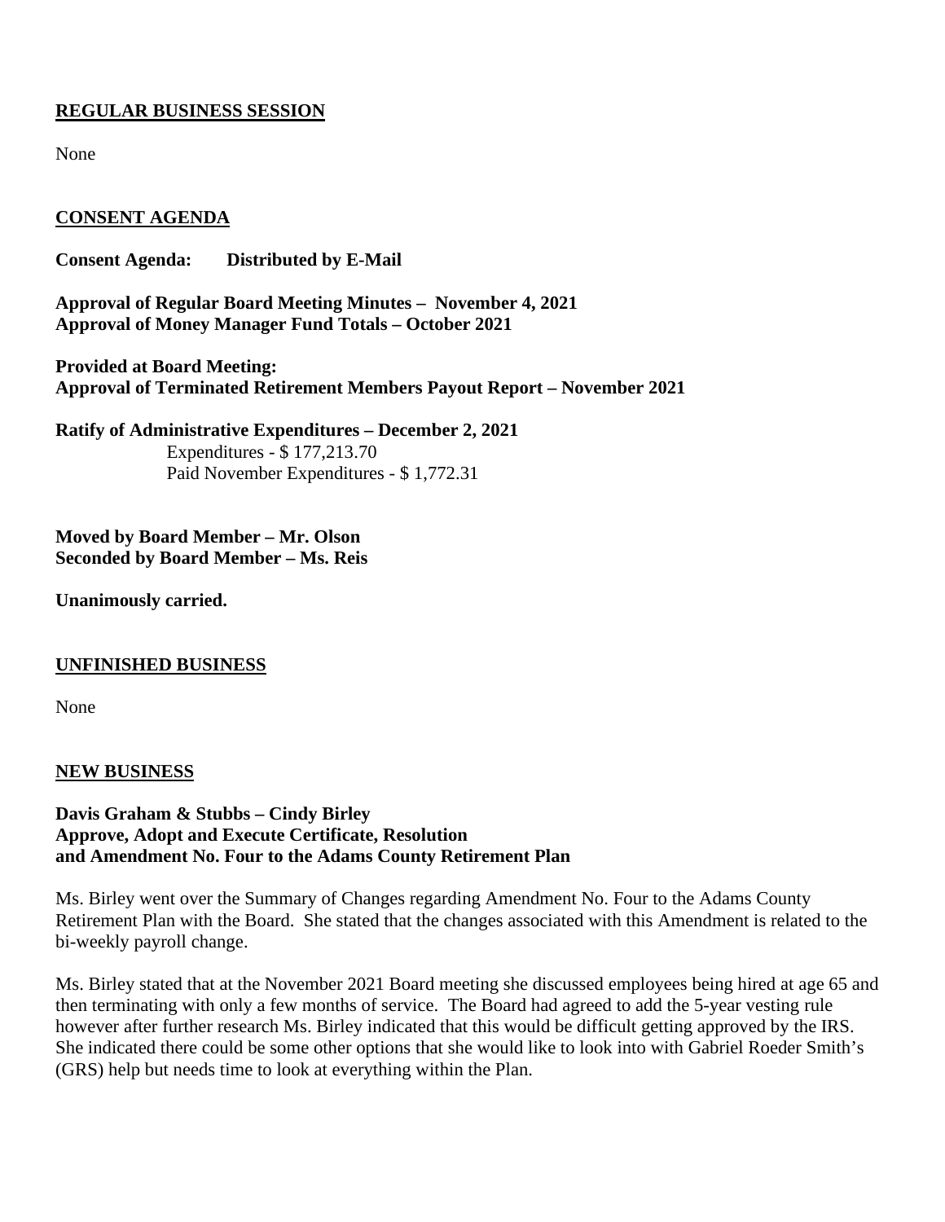## REGULAR BUSINESS SESSION

None

## CONSENT AGENDA

**Consent Agenda: Distributed by E-Mail**

**Approval of Regular Board Meeting Minutes – November 4, 2021**
**Approval of Money Manager Fund Totals – October 2021**

**Provided at Board Meeting:**
**Approval of Terminated Retirement Members Payout Report – November 2021**

**Ratify of Administrative Expenditures – December 2, 2021**

Expenditures - $ 177,213.70
Paid November Expenditures - $ 1,772.31

**Moved by Board Member – Mr. Olson**
**Seconded by Board Member – Ms. Reis**

**Unanimously carried.**

## UNFINISHED BUSINESS

None

## NEW BUSINESS

**Davis Graham & Stubbs – Cindy Birley**
**Approve, Adopt and Execute Certificate, Resolution and Amendment No. Four to the Adams County Retirement Plan**

Ms. Birley went over the Summary of Changes regarding Amendment No. Four to the Adams County Retirement Plan with the Board. She stated that the changes associated with this Amendment is related to the bi-weekly payroll change.

Ms. Birley stated that at the November 2021 Board meeting she discussed employees being hired at age 65 and then terminating with only a few months of service. The Board had agreed to add the 5-year vesting rule however after further research Ms. Birley indicated that this would be difficult getting approved by the IRS. She indicated there could be some other options that she would like to look into with Gabriel Roeder Smith's (GRS) help but needs time to look at everything within the Plan.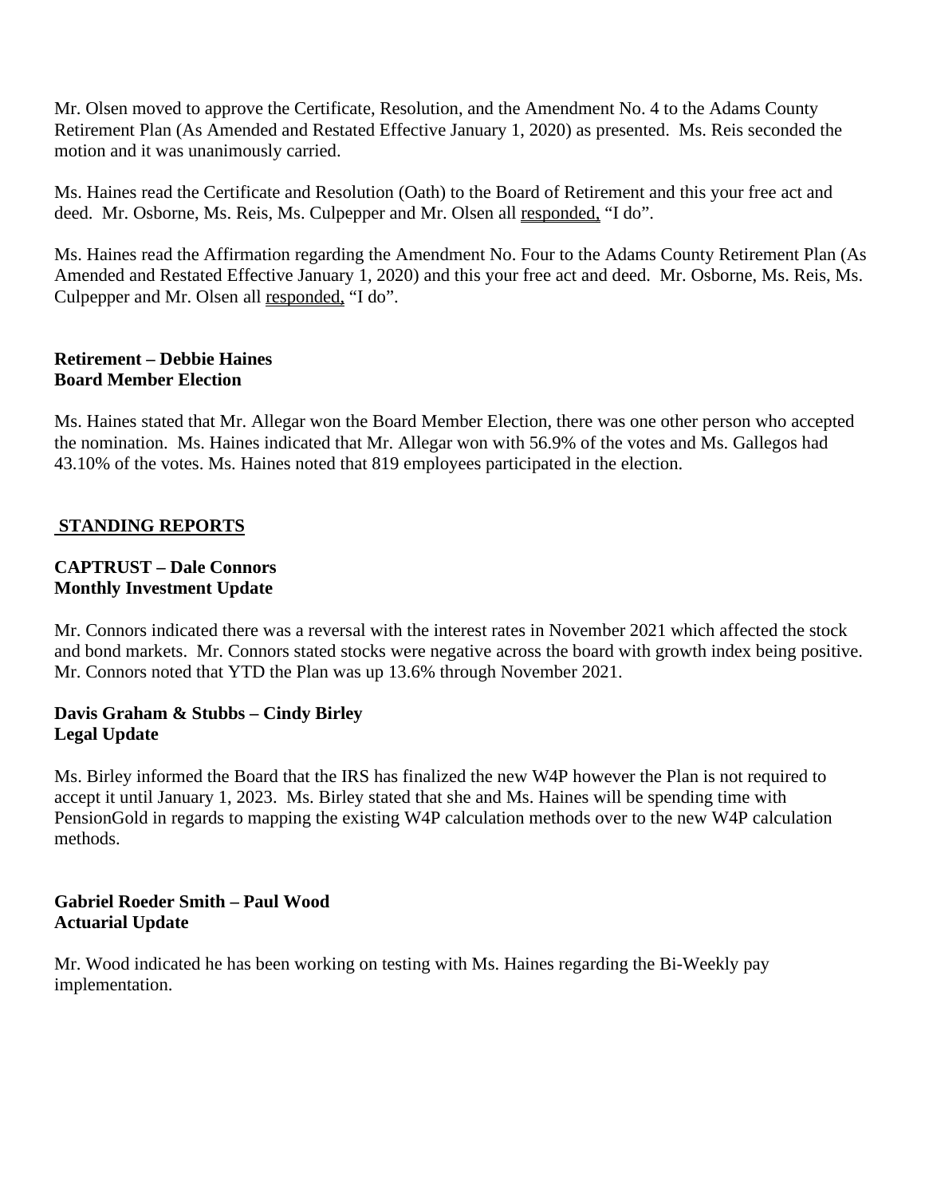Mr. Olsen moved to approve the Certificate, Resolution, and the Amendment No. 4 to the Adams County Retirement Plan (As Amended and Restated Effective January 1, 2020) as presented. Ms. Reis seconded the motion and it was unanimously carried.

Ms. Haines read the Certificate and Resolution (Oath) to the Board of Retirement and this your free act and deed. Mr. Osborne, Ms. Reis, Ms. Culpepper and Mr. Olsen all <u>responded,</u> "I do".

Ms. Haines read the Affirmation regarding the Amendment No. Four to the Adams County Retirement Plan (As Amended and Restated Effective January 1, 2020) and this your free act and deed. Mr. Osborne, Ms. Reis, Ms. Culpepper and Mr. Olsen all <u>responded,</u> "I do".

**Retirement – Debbie Haines**
**Board Member Election**

Ms. Haines stated that Mr. Allegar won the Board Member Election, there was one other person who accepted the nomination. Ms. Haines indicated that Mr. Allegar won with 56.9% of the votes and Ms. Gallegos had 43.10% of the votes. Ms. Haines noted that 819 employees participated in the election.

## STANDING REPORTS

**CAPTRUST – Dale Connors**
**Monthly Investment Update**

Mr. Connors indicated there was a reversal with the interest rates in November 2021 which affected the stock and bond markets. Mr. Connors stated stocks were negative across the board with growth index being positive. Mr. Connors noted that YTD the Plan was up 13.6% through November 2021.

**Davis Graham & Stubbs – Cindy Birley**
**Legal Update**

Ms. Birley informed the Board that the IRS has finalized the new W4P however the Plan is not required to accept it until January 1, 2023. Ms. Birley stated that she and Ms. Haines will be spending time with PensionGold in regards to mapping the existing W4P calculation methods over to the new W4P calculation methods.

**Gabriel Roeder Smith – Paul Wood**
**Actuarial Update**

Mr. Wood indicated he has been working on testing with Ms. Haines regarding the Bi-Weekly pay implementation.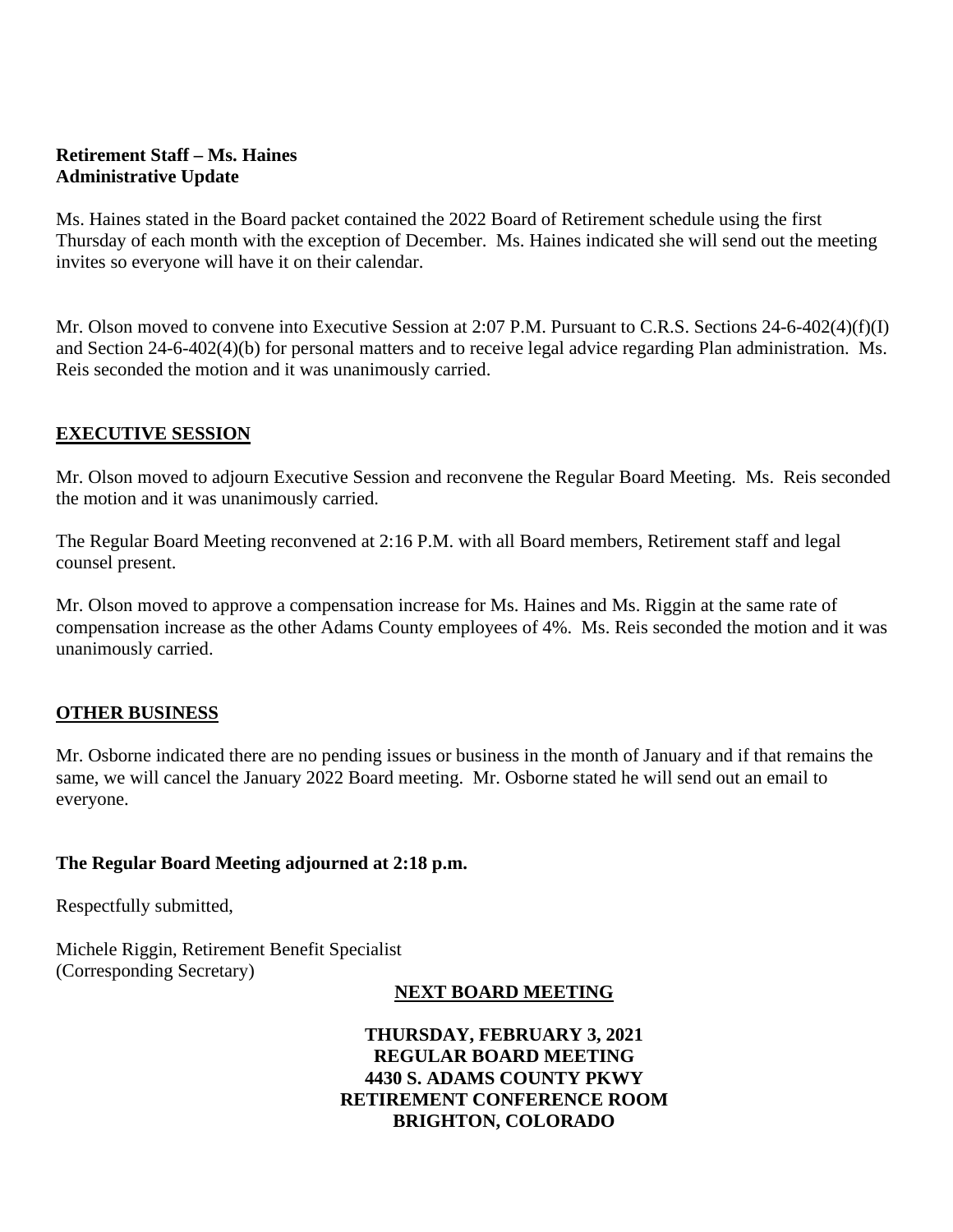**Retirement Staff – Ms. Haines**
**Administrative Update**

Ms. Haines stated in the Board packet contained the 2022 Board of Retirement schedule using the first Thursday of each month with the exception of December. Ms. Haines indicated she will send out the meeting invites so everyone will have it on their calendar.

Mr. Olson moved to convene into Executive Session at 2:07 P.M. Pursuant to C.R.S. Sections 24-6-402(4)(f)(I) and Section 24-6-402(4)(b) for personal matters and to receive legal advice regarding Plan administration. Ms. Reis seconded the motion and it was unanimously carried.

## EXECUTIVE SESSION

Mr. Olson moved to adjourn Executive Session and reconvene the Regular Board Meeting. Ms. Reis seconded the motion and it was unanimously carried.

The Regular Board Meeting reconvened at 2:16 P.M. with all Board members, Retirement staff and legal counsel present.

Mr. Olson moved to approve a compensation increase for Ms. Haines and Ms. Riggin at the same rate of compensation increase as the other Adams County employees of 4%. Ms. Reis seconded the motion and it was unanimously carried.

## OTHER BUSINESS

Mr. Osborne indicated there are no pending issues or business in the month of January and if that remains the same, we will cancel the January 2022 Board meeting. Mr. Osborne stated he will send out an email to everyone.

**The Regular Board Meeting adjourned at 2:18 p.m.**

Respectfully submitted,

Michele Riggin, Retirement Benefit Specialist
(Corresponding Secretary)

**NEXT BOARD MEETING**

**THURSDAY, FEBRUARY 3, 2021**
**REGULAR BOARD MEETING**
**4430 S. ADAMS COUNTY PKWY**
**RETIREMENT CONFERENCE ROOM**
**BRIGHTON, COLORADO**